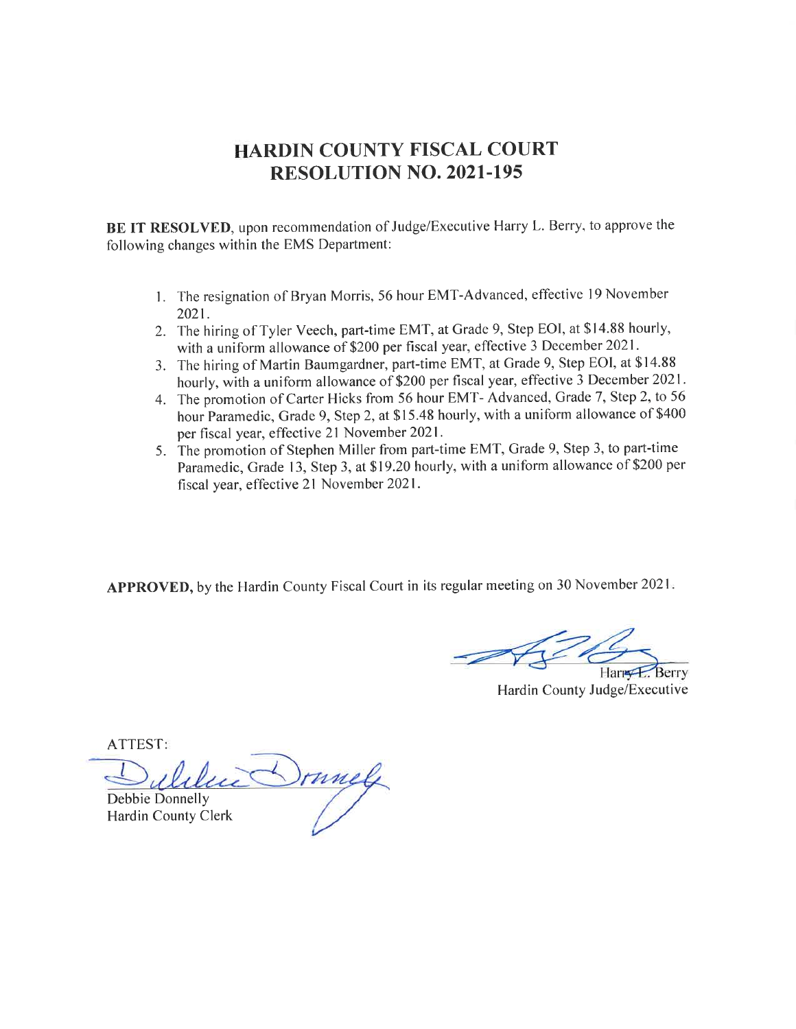# HARDIN COUNTY FISCAL COURT
# RESOLUTION NO. 2021-195

**BE IT RESOLVED**, upon recommendation of Judge/Executive Harry L. Berry, to approve the following changes within the EMS Department:

1. The resignation of Bryan Morris, 56 hour EMT-Advanced, effective 19 November 2021.
2. The hiring of Tyler Veech, part-time EMT, at Grade 9, Step EOI, at $14.88 hourly, with a uniform allowance of $200 per fiscal year, effective 3 December 2021.
3. The hiring of Martin Baumgardner, part-time EMT, at Grade 9, Step EOI, at $14.88 hourly, with a uniform allowance of $200 per fiscal year, effective 3 December 2021.
4. The promotion of Carter Hicks from 56 hour EMT- Advanced, Grade 7, Step 2, to 56 hour Paramedic, Grade 9, Step 2, at $15.48 hourly, with a uniform allowance of $400 per fiscal year, effective 21 November 2021.
5. The promotion of Stephen Miller from part-time EMT, Grade 9, Step 3, to part-time Paramedic, Grade 13, Step 3, at $19.20 hourly, with a uniform allowance of $200 per fiscal year, effective 21 November 2021.

**APPROVED,** by the Hardin County Fiscal Court in its regular meeting on 30 November 2021.

Harry L. Berry
Hardin County Judge/Executive

ATTEST:

Debbie Donnelly
Hardin County Clerk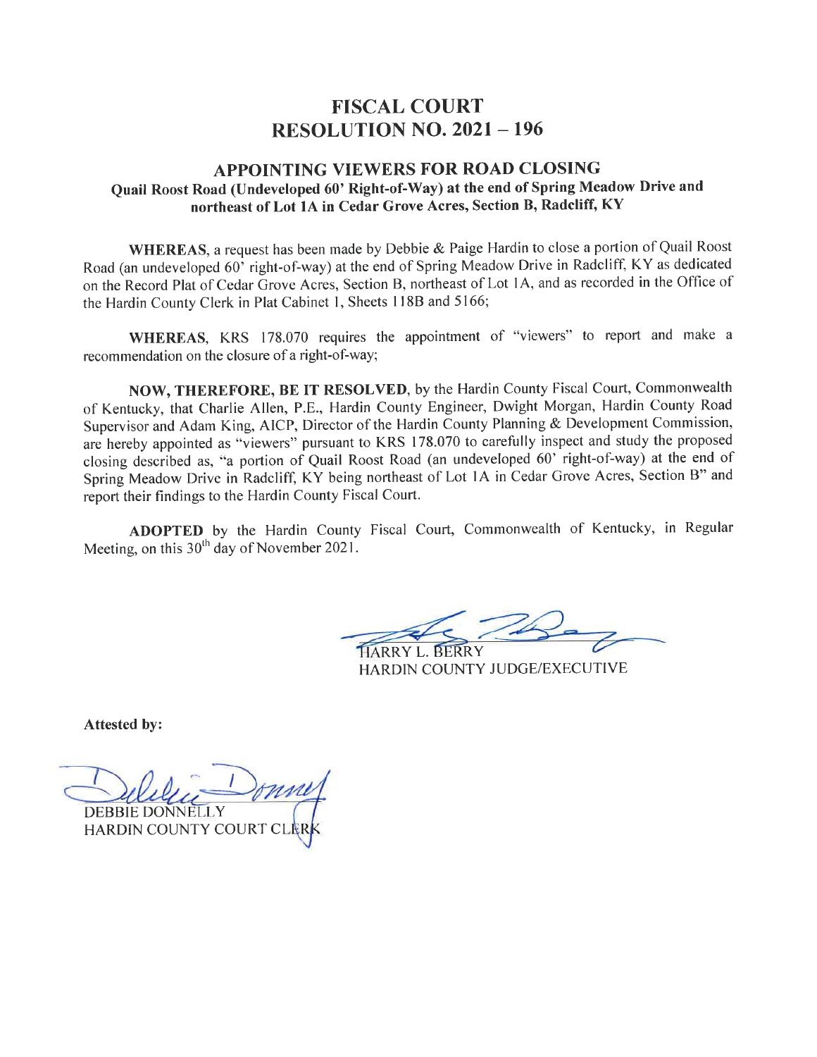# FISCAL COURT
# RESOLUTION NO. 2021 – 196

## APPOINTING VIEWERS FOR ROAD CLOSING

### Quail Roost Road (Undeveloped 60' Right-of-Way) at the end of Spring Meadow Drive and northeast of Lot 1A in Cedar Grove Acres, Section B, Radcliff, KY

**WHEREAS**, a request has been made by Debbie & Paige Hardin to close a portion of Quail Roost Road (an undeveloped 60' right-of-way) at the end of Spring Meadow Drive in Radcliff, KY as dedicated on the Record Plat of Cedar Grove Acres, Section B, northeast of Lot 1A, and as recorded in the Office of the Hardin County Clerk in Plat Cabinet 1, Sheets 118B and 5166;

**WHEREAS**, KRS 178.070 requires the appointment of "viewers" to report and make a recommendation on the closure of a right-of-way;

**NOW, THEREFORE, BE IT RESOLVED**, by the Hardin County Fiscal Court, Commonwealth of Kentucky, that Charlie Allen, P.E., Hardin County Engineer, Dwight Morgan, Hardin County Road Supervisor and Adam King, AICP, Director of the Hardin County Planning & Development Commission, are hereby appointed as "viewers" pursuant to KRS 178.070 to carefully inspect and study the proposed closing described as, "a portion of Quail Roost Road (an undeveloped 60' right-of-way) at the end of Spring Meadow Drive in Radcliff, KY being northeast of Lot 1A in Cedar Grove Acres, Section B" and report their findings to the Hardin County Fiscal Court.

**ADOPTED** by the Hardin County Fiscal Court, Commonwealth of Kentucky, in Regular Meeting, on this 30th day of November 2021.

HARRY L. BERRY
HARDIN COUNTY JUDGE/EXECUTIVE

**Attested by:**

DEBBIE DONNELLY
HARDIN COUNTY COURT CLERK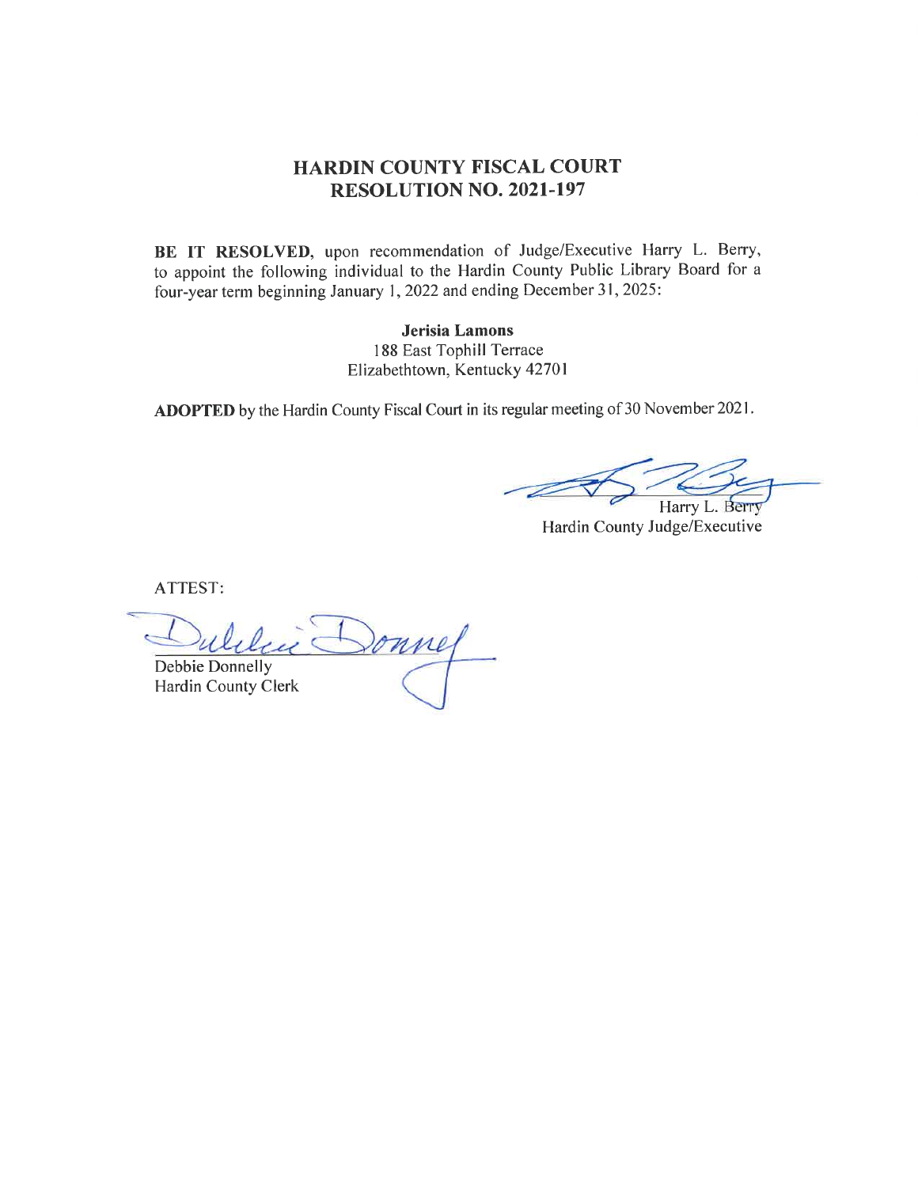# HARDIN COUNTY FISCAL COURT
# RESOLUTION NO. 2021-197

**BE IT RESOLVED**, upon recommendation of Judge/Executive Harry L. Berry, to appoint the following individual to the Hardin County Public Library Board for a four-year term beginning January 1, 2022 and ending December 31, 2025:

**Jerisia Lamons**
188 East Tophill Terrace
Elizabethtown, Kentucky 42701

**ADOPTED** by the Hardin County Fiscal Court in its regular meeting of 30 November 2021.

Harry L. Berry
Hardin County Judge/Executive

ATTEST:

Debbie Donnelly
Hardin County Clerk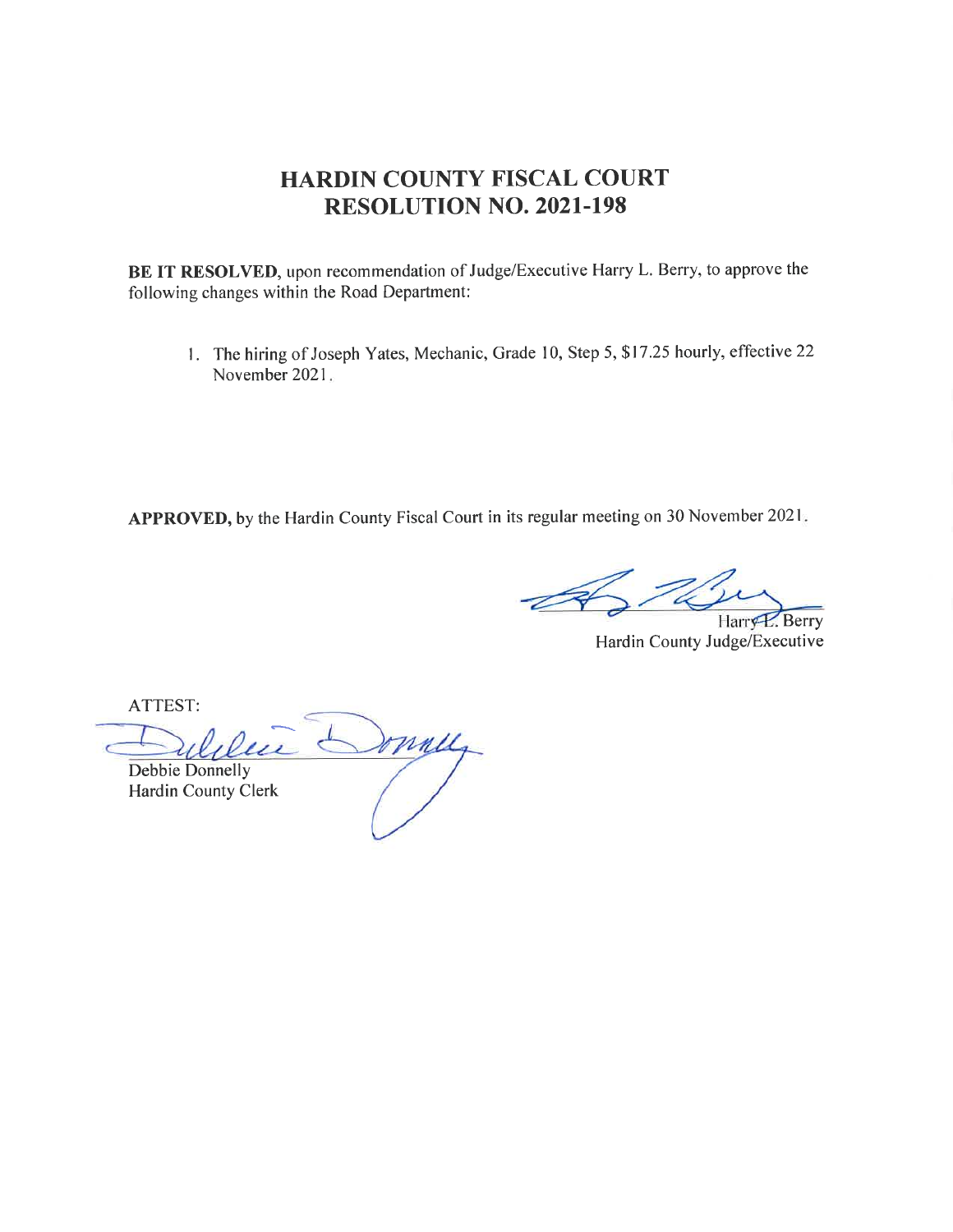# HARDIN COUNTY FISCAL COURT
# RESOLUTION NO. 2021-198

**BE IT RESOLVED**, upon recommendation of Judge/Executive Harry L. Berry, to approve the following changes within the Road Department:

1. The hiring of Joseph Yates, Mechanic, Grade 10, Step 5, $17.25 hourly, effective 22 November 2021.

**APPROVED,** by the Hardin County Fiscal Court in its regular meeting on 30 November 2021.

Harry L. Berry
Hardin County Judge/Executive

ATTEST:

Debbie Donnelly
Hardin County Clerk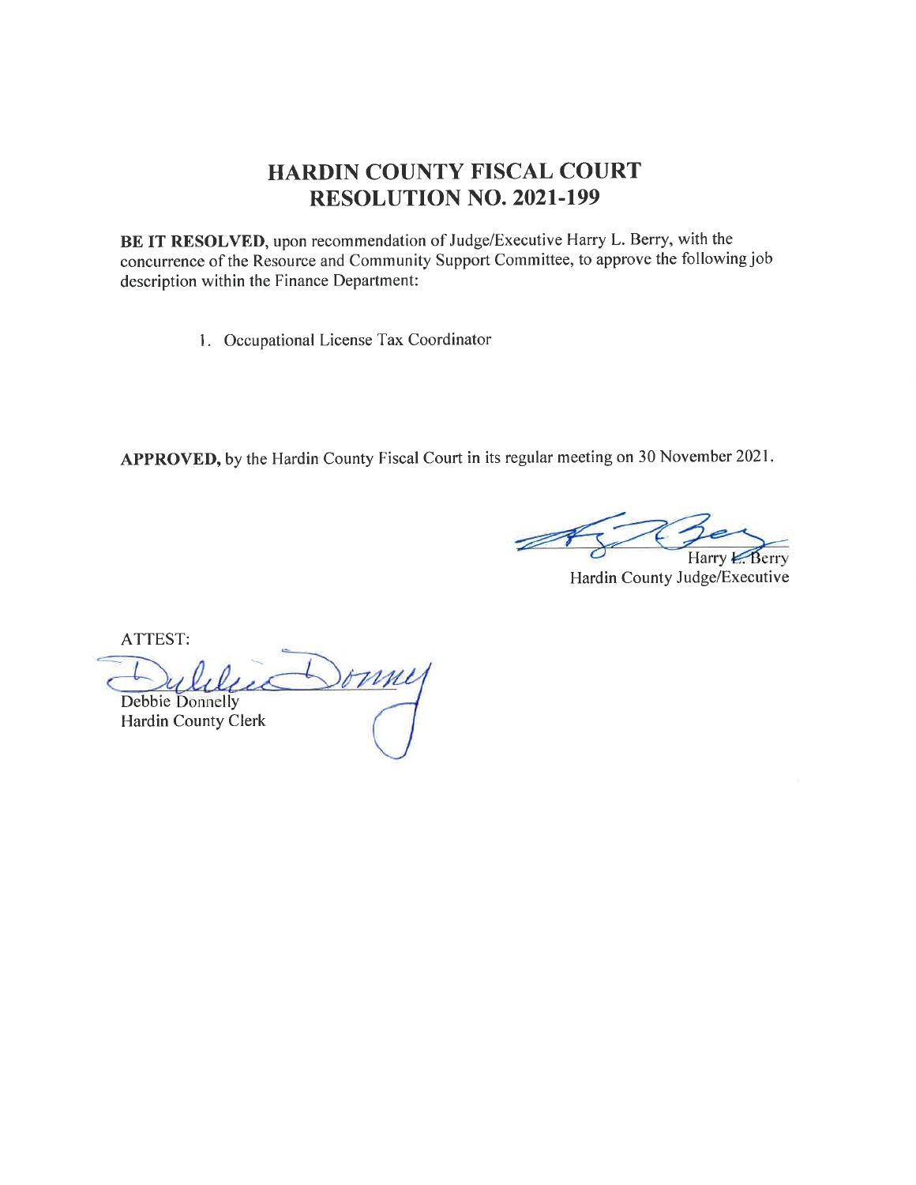# HARDIN COUNTY FISCAL COURT
# RESOLUTION NO. 2021-199

**BE IT RESOLVED**, upon recommendation of Judge/Executive Harry L. Berry, with the concurrence of the Resource and Community Support Committee, to approve the following job description within the Finance Department:

1. Occupational License Tax Coordinator

**APPROVED,** by the Hardin County Fiscal Court in its regular meeting on 30 November 2021.

Harry L. Berry
Hardin County Judge/Executive

ATTEST:

Debbie Donnelly
Hardin County Clerk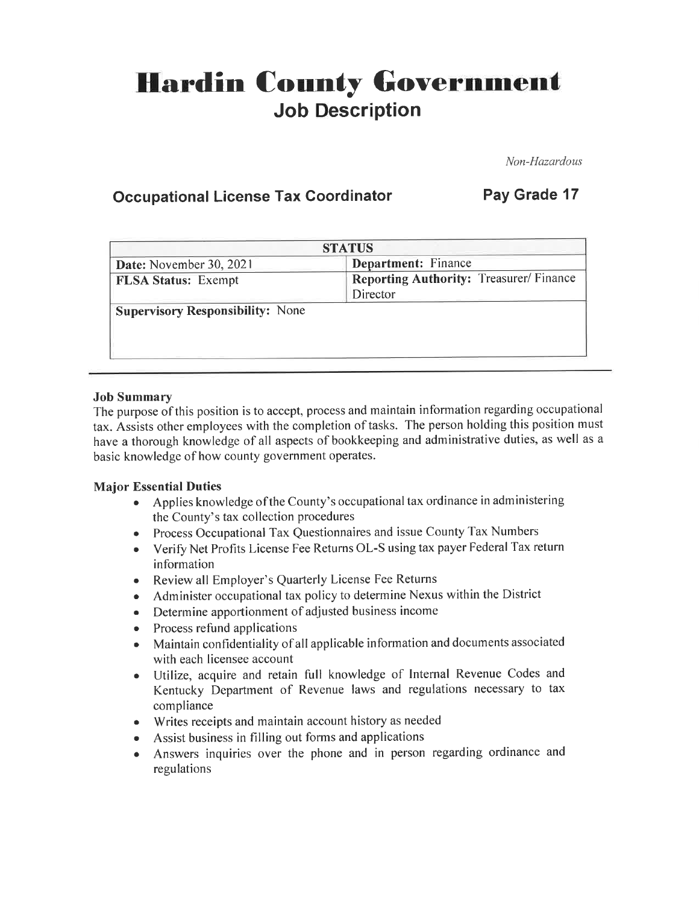# Hardin County Government

## Job Description

*Non-Hazardous*

### Occupational License Tax Coordinator — Pay Grade 17

| STATUS | |
|---|---|
| **Date:** November 30, 2021 | **Department:** Finance |
| **FLSA Status:** Exempt | **Reporting Authority:** Treasurer/ Finance Director |
| **Supervisory Responsibility:** None | |

---

**Job Summary**

The purpose of this position is to accept, process and maintain information regarding occupational tax. Assists other employees with the completion of tasks. The person holding this position must have a thorough knowledge of all aspects of bookkeeping and administrative duties, as well as a basic knowledge of how county government operates.

**Major Essential Duties**

- Applies knowledge of the County's occupational tax ordinance in administering the County's tax collection procedures
- Process Occupational Tax Questionnaires and issue County Tax Numbers
- Verify Net Profits License Fee Returns OL-S using tax payer Federal Tax return information
- Review all Employer's Quarterly License Fee Returns
- Administer occupational tax policy to determine Nexus within the District
- Determine apportionment of adjusted business income
- Process refund applications
- Maintain confidentiality of all applicable information and documents associated with each licensee account
- Utilize, acquire and retain full knowledge of Internal Revenue Codes and Kentucky Department of Revenue laws and regulations necessary to tax compliance
- Writes receipts and maintain account history as needed
- Assist business in filling out forms and applications
- Answers inquiries over the phone and in person regarding ordinance and regulations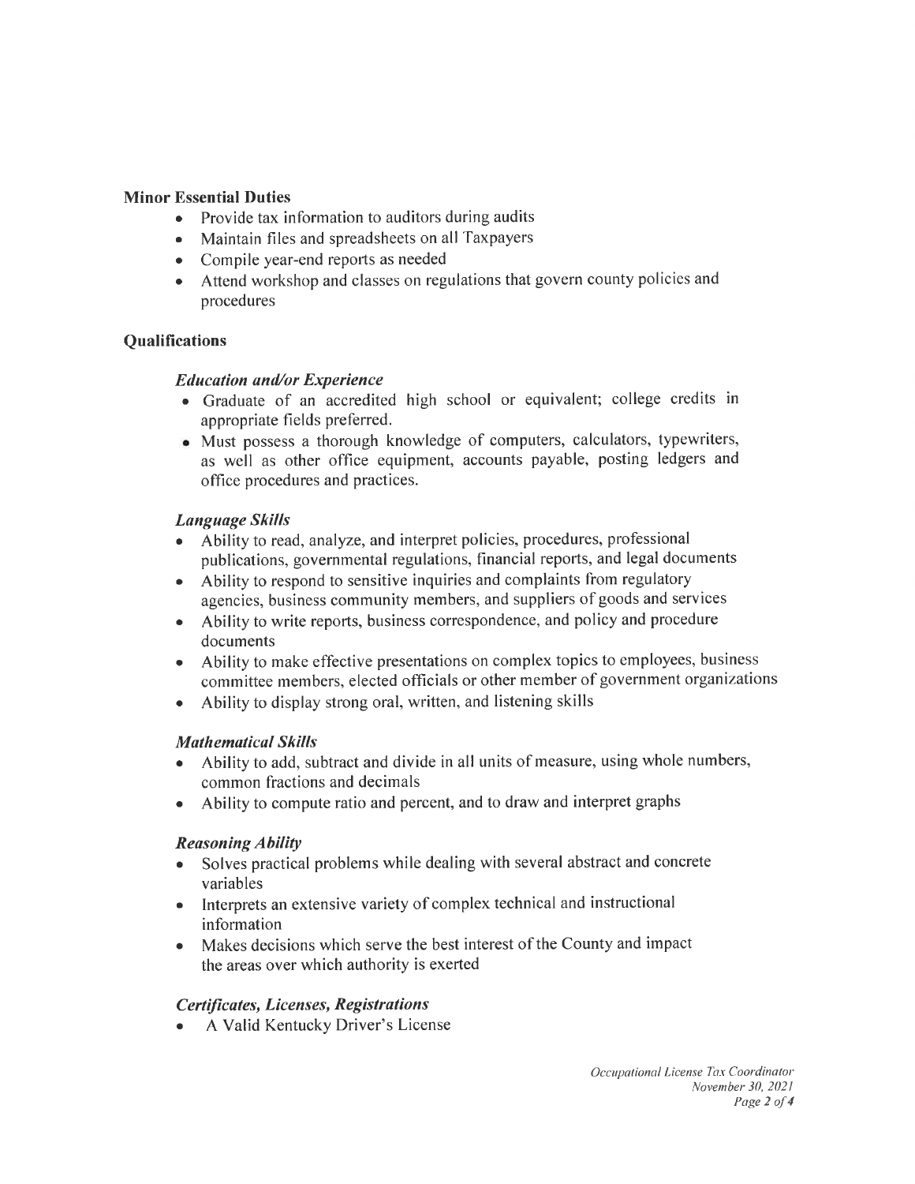**Minor Essential Duties**

- Provide tax information to auditors during audits
- Maintain files and spreadsheets on all Taxpayers
- Compile year-end reports as needed
- Attend workshop and classes on regulations that govern county policies and procedures

**Qualifications**

***Education and/or Experience***

- Graduate of an accredited high school or equivalent; college credits in appropriate fields preferred.
- Must possess a thorough knowledge of computers, calculators, typewriters, as well as other office equipment, accounts payable, posting ledgers and office procedures and practices.

***Language Skills***

- Ability to read, analyze, and interpret policies, procedures, professional publications, governmental regulations, financial reports, and legal documents
- Ability to respond to sensitive inquiries and complaints from regulatory agencies, business community members, and suppliers of goods and services
- Ability to write reports, business correspondence, and policy and procedure documents
- Ability to make effective presentations on complex topics to employees, business committee members, elected officials or other member of government organizations
- Ability to display strong oral, written, and listening skills

***Mathematical Skills***

- Ability to add, subtract and divide in all units of measure, using whole numbers, common fractions and decimals
- Ability to compute ratio and percent, and to draw and interpret graphs

***Reasoning Ability***

- Solves practical problems while dealing with several abstract and concrete variables
- Interprets an extensive variety of complex technical and instructional information
- Makes decisions which serve the best interest of the County and impact the areas over which authority is exerted

***Certificates, Licenses, Registrations***

- A Valid Kentucky Driver's License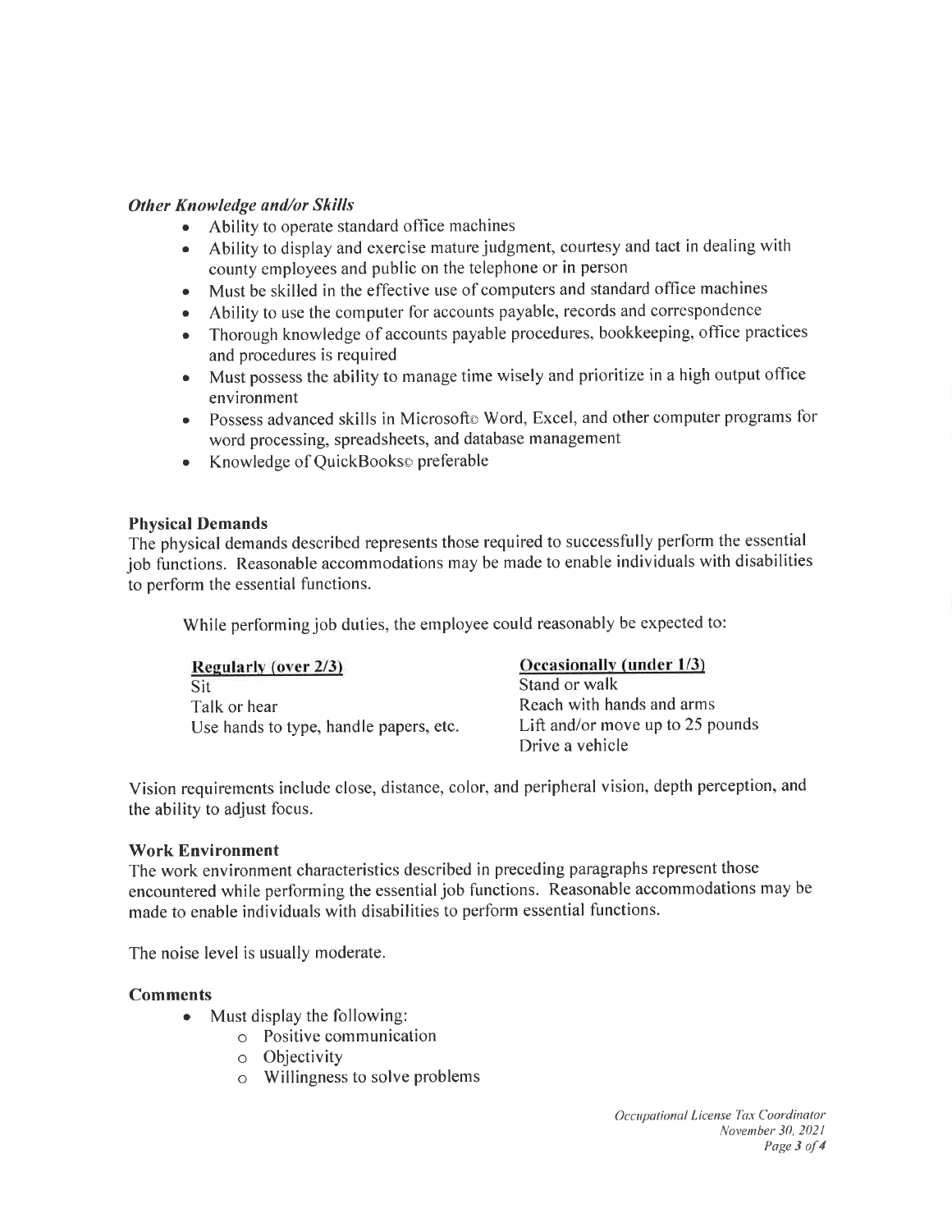### *Other Knowledge and/or Skills*

- Ability to operate standard office machines
- Ability to display and exercise mature judgment, courtesy and tact in dealing with county employees and public on the telephone or in person
- Must be skilled in the effective use of computers and standard office machines
- Ability to use the computer for accounts payable, records and correspondence
- Thorough knowledge of accounts payable procedures, bookkeeping, office practices and procedures is required
- Must possess the ability to manage time wisely and prioritize in a high output office environment
- Possess advanced skills in Microsoft© Word, Excel, and other computer programs for word processing, spreadsheets, and database management
- Knowledge of QuickBooks© preferable

### Physical Demands

The physical demands described represents those required to successfully perform the essential job functions. Reasonable accommodations may be made to enable individuals with disabilities to perform the essential functions.

While performing job duties, the employee could reasonably be expected to:

| Regularly (over 2/3) | Occasionally (under 1/3) |
| --- | --- |
| Sit | Stand or walk |
| Talk or hear | Reach with hands and arms |
| Use hands to type, handle papers, etc. | Lift and/or move up to 25 pounds |
| | Drive a vehicle |

Vision requirements include close, distance, color, and peripheral vision, depth perception, and the ability to adjust focus.

### Work Environment

The work environment characteristics described in preceding paragraphs represent those encountered while performing the essential job functions. Reasonable accommodations may be made to enable individuals with disabilities to perform essential functions.

The noise level is usually moderate.

### Comments

- Must display the following:
  - Positive communication
  - Objectivity
  - Willingness to solve problems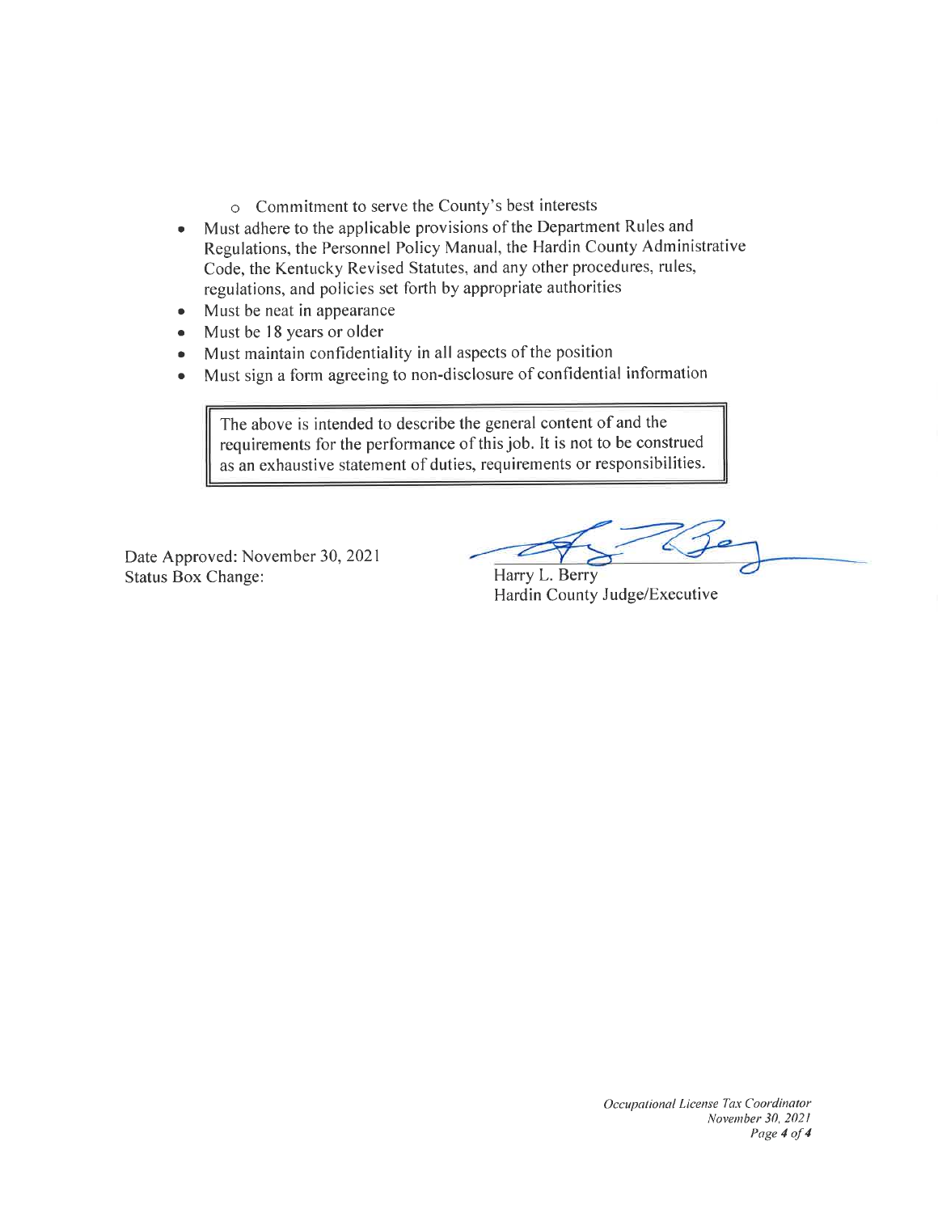- Commitment to serve the County's best interests
- Must adhere to the applicable provisions of the Department Rules and Regulations, the Personnel Policy Manual, the Hardin County Administrative Code, the Kentucky Revised Statutes, and any other procedures, rules, regulations, and policies set forth by appropriate authorities
- Must be neat in appearance
- Must be 18 years or older
- Must maintain confidentiality in all aspects of the position
- Must sign a form agreeing to non-disclosure of confidential information

> The above is intended to describe the general content of and the requirements for the performance of this job. It is not to be construed as an exhaustive statement of duties, requirements or responsibilities.

Date Approved: November 30, 2021
Status Box Change:

Harry L. Berry
Hardin County Judge/Executive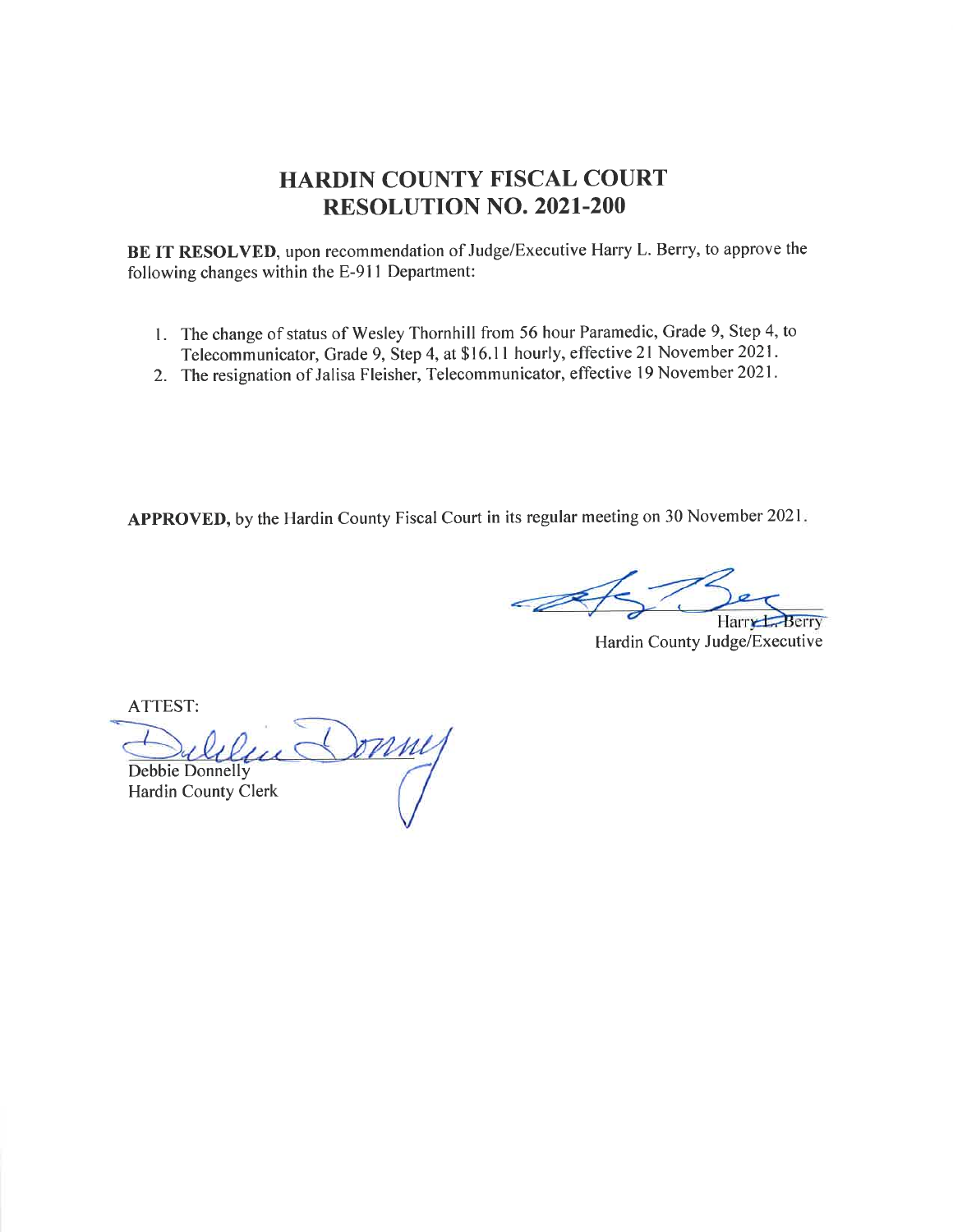# HARDIN COUNTY FISCAL COURT
# RESOLUTION NO. 2021-200

**BE IT RESOLVED**, upon recommendation of Judge/Executive Harry L. Berry, to approve the following changes within the E-911 Department:

1. The change of status of Wesley Thornhill from 56 hour Paramedic, Grade 9, Step 4, to Telecommunicator, Grade 9, Step 4, at $16.11 hourly, effective 21 November 2021.
2. The resignation of Jalisa Fleisher, Telecommunicator, effective 19 November 2021.

**APPROVED,** by the Hardin County Fiscal Court in its regular meeting on 30 November 2021.

Harry L. Berry
Hardin County Judge/Executive

ATTEST:

Debbie Donnelly
Hardin County Clerk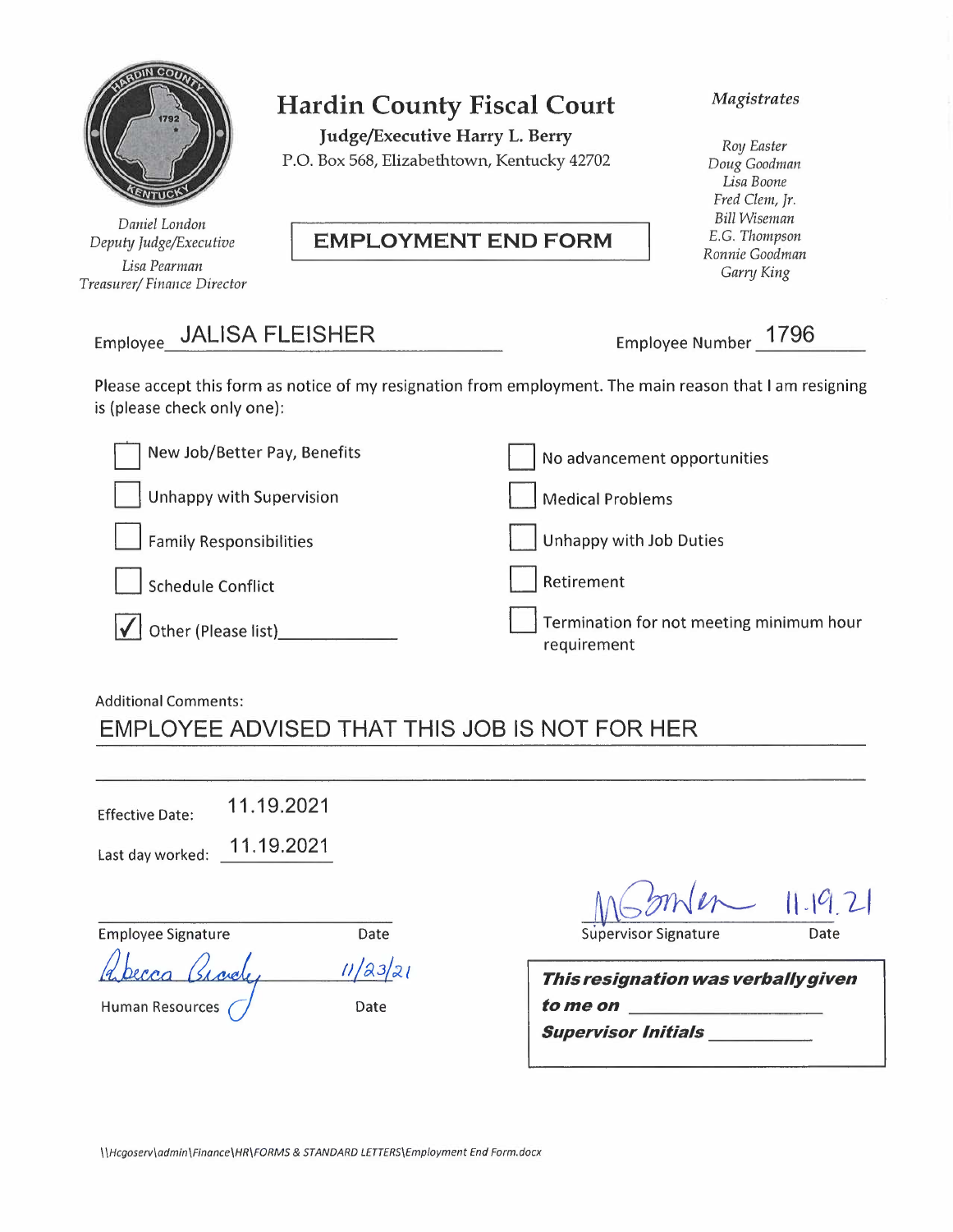# Hardin County Fiscal Court

**Judge/Executive Harry L. Berry**
P.O. Box 568, Elizabethtown, Kentucky 42702

*Daniel London*
*Deputy Judge/Executive*

*Lisa Pearman*
*Treasurer/ Finance Director*

*Magistrates*

*Roy Easter*
*Doug Goodman*
*Lisa Boone*
*Fred Clem, Jr.*
*Bill Wiseman*
*E.G. Thompson*
*Ronnie Goodman*
*Garry King*

## EMPLOYMENT END FORM

Employee: JALISA FLEISHER

Employee Number: 1796

Please accept this form as notice of my resignation from employment. The main reason that I am resigning is (please check only one):

- [ ] New Job/Better Pay, Benefits
- [ ] Unhappy with Supervision
- [ ] Family Responsibilities
- [ ] Schedule Conflict
- [x] Other (Please list)\_\_\_\_\_\_\_\_\_\_\_\_\_\_
- [ ] No advancement opportunities
- [ ] Medical Problems
- [ ] Unhappy with Job Duties
- [ ] Retirement
- [ ] Termination for not meeting minimum hour requirement

Additional Comments:
EMPLOYEE ADVISED THAT THIS JOB IS NOT FOR HER

Effective Date: 11.19.2021

Last day worked: 11.19.2021

Employee Signature \_\_\_\_\_\_\_\_\_\_ Date \_\_\_\_\_\_\_\_\_\_

Supervisor Signature: [signature] Date: 11.19.21

Human Resources: Rebecca Brady [signature] Date: 11/23/21

***This resignation was verbally given to me on*** \_\_\_\_\_\_\_\_\_\_

***Supervisor Initials*** \_\_\_\_\_\_\_\_\_\_

*\\Hcgoserv\admin\Finance\HR\FORMS & STANDARD LETTERS\Employment End Form.docx*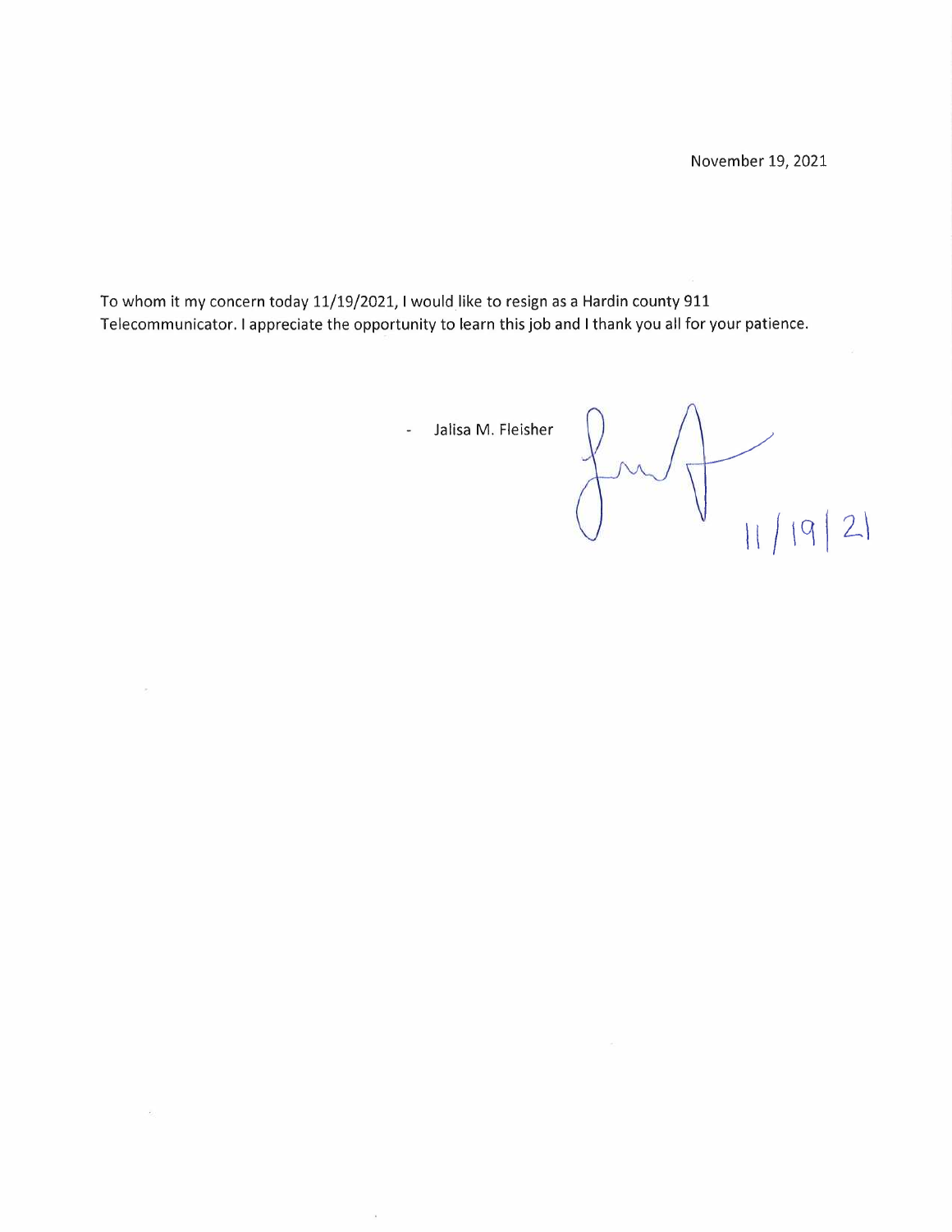November 19, 2021

To whom it my concern today 11/19/2021, I would like to resign as a Hardin county 911 Telecommunicator. I appreciate the opportunity to learn this job and I thank you all for your patience.

- Jalisa M. Fleisher

11/19/21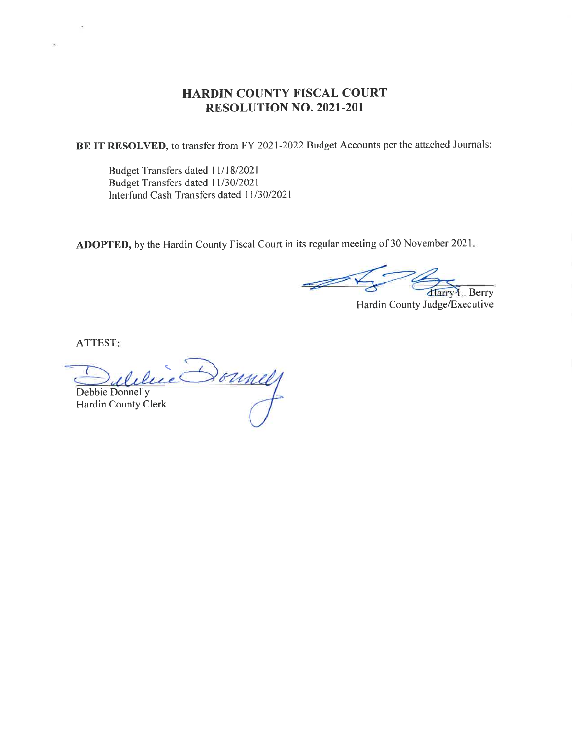# HARDIN COUNTY FISCAL COURT
# RESOLUTION NO. 2021-201

**BE IT RESOLVED**, to transfer from FY 2021-2022 Budget Accounts per the attached Journals:

Budget Transfers dated 11/18/2021
Budget Transfers dated 11/30/2021
Interfund Cash Transfers dated 11/30/2021

**ADOPTED,** by the Hardin County Fiscal Court in its regular meeting of 30 November 2021.

Harry L. Berry
Hardin County Judge/Executive

ATTEST:

Debbie Donnelly
Hardin County Clerk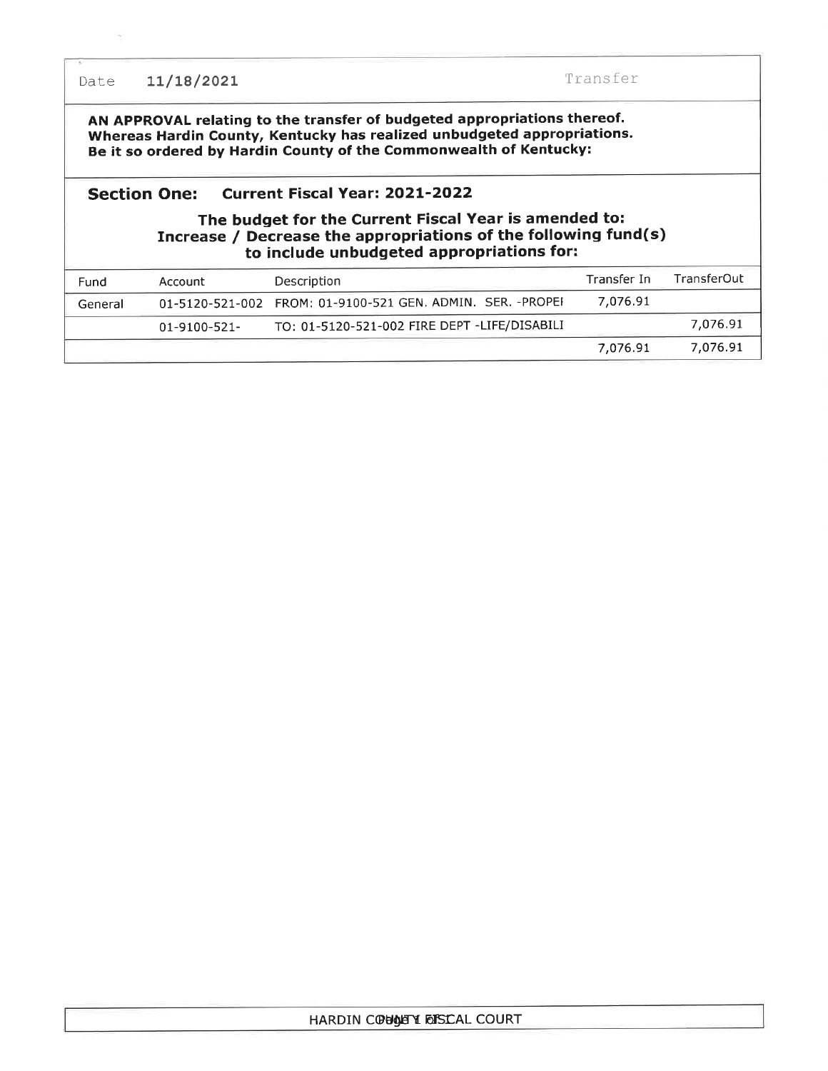Date 11/18/2021 Transfer

**AN APPROVAL relating to the transfer of budgeted appropriations thereof.**
**Whereas Hardin County, Kentucky has realized unbudgeted appropriations.**
**Be it so ordered by Hardin County of the Commonwealth of Kentucky:**

## Section One: Current Fiscal Year: 2021-2022

### The budget for the Current Fiscal Year is amended to: Increase / Decrease the appropriations of the following fund(s) to include unbudgeted appropriations for:

| Fund | Account | Description | Transfer In | TransferOut |
|---|---|---|---|---|
| General | 01-5120-521-002 | FROM: 01-9100-521 GEN. ADMIN. SER. -PROPEI | 7,076.91 | |
| | 01-9100-521- | TO: 01-5120-521-002 FIRE DEPT -LIFE/DISABILI | | 7,076.91 |
| | | | 7,076.91 | 7,076.91 |

HARDIN COUNTY FISCAL COURT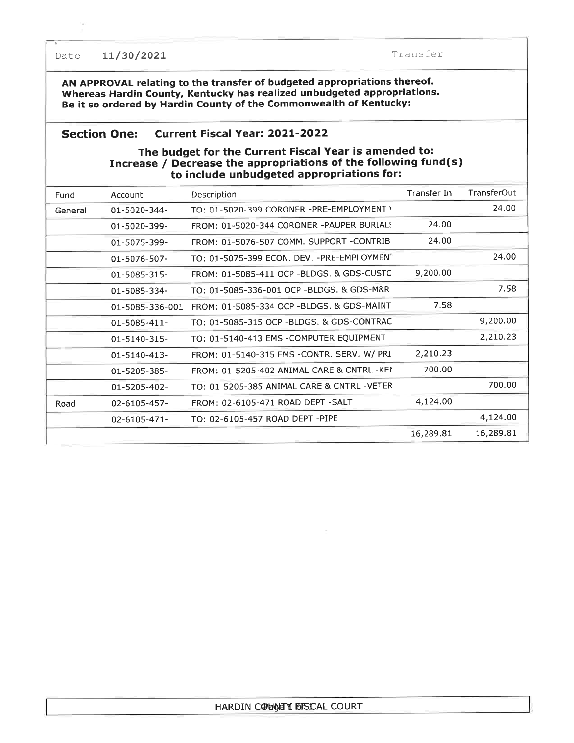Date **11/30/2021** Transfer

**AN APPROVAL relating to the transfer of budgeted appropriations thereof. Whereas Hardin County, Kentucky has realized unbudgeted appropriations. Be it so ordered by Hardin County of the Commonwealth of Kentucky:**

## Section One: Current Fiscal Year: 2021-2022

### The budget for the Current Fiscal Year is amended to: Increase / Decrease the appropriations of the following fund(s) to include unbudgeted appropriations for:

| Fund | Account | Description | Transfer In | TransferOut |
|---|---|---|---|---|
| General | 01-5020-344- | TO: 01-5020-399 CORONER -PRE-EMPLOYMENT \ | | 24.00 |
| | 01-5020-399- | FROM: 01-5020-344 CORONER -PAUPER BURIAL! | 24.00 | |
| | 01-5075-399- | FROM: 01-5076-507 COMM. SUPPORT -CONTRIB | 24.00 | |
| | 01-5076-507- | TO: 01-5075-399 ECON. DEV. -PRE-EMPLOYMEN | | 24.00 |
| | 01-5085-315- | FROM: 01-5085-411 OCP -BLDGS. & GDS-CUSTC | 9,200.00 | |
| | 01-5085-334- | TO: 01-5085-336-001 OCP -BLDGS. & GDS-M&R | | 7.58 |
| | 01-5085-336-001 | FROM: 01-5085-334 OCP -BLDGS. & GDS-MAINT | 7.58 | |
| | 01-5085-411- | TO: 01-5085-315 OCP -BLDGS. & GDS-CONTRAC | | 9,200.00 |
| | 01-5140-315- | TO: 01-5140-413 EMS -COMPUTER EQUIPMENT | | 2,210.23 |
| | 01-5140-413- | FROM: 01-5140-315 EMS -CONTR. SERV. W/ PRI | 2,210.23 | |
| | 01-5205-385- | FROM: 01-5205-402 ANIMAL CARE & CNTRL -KEI | 700.00 | |
| | 01-5205-402- | TO: 01-5205-385 ANIMAL CARE & CNTRL -VETER | | 700.00 |
| Road | 02-6105-457- | FROM: 02-6105-471 ROAD DEPT -SALT | 4,124.00 | |
| | 02-6105-471- | TO: 02-6105-457 ROAD DEPT -PIPE | | 4,124.00 |
| | | | 16,289.81 | 16,289.81 |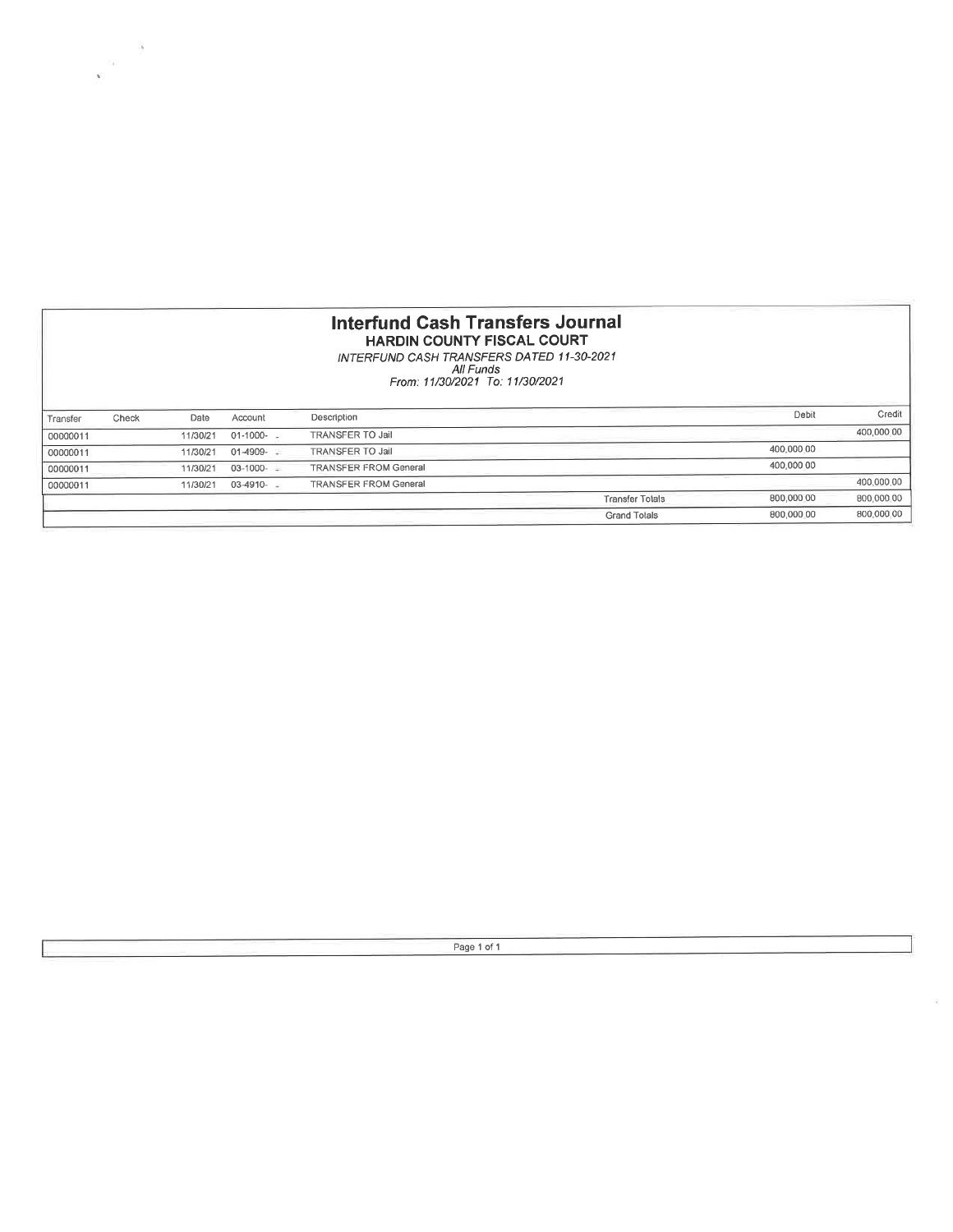# Interfund Cash Transfers Journal

## HARDIN COUNTY FISCAL COURT

*INTERFUND CASH TRANSFERS DATED 11-30-2021*
*All Funds*
*From: 11/30/2021 To: 11/30/2021*

| Transfer | Check | Date | Account | Description | Debit | Credit |
|---|---|---|---|---|---|---|
| 00000011 | | 11/30/21 | 01-1000- - | TRANSFER TO Jail | | 400,000.00 |
| 00000011 | | 11/30/21 | 01-4909- - | TRANSFER TO Jail | 400,000.00 | |
| 00000011 | | 11/30/21 | 03-1000- - | TRANSFER FROM General | 400,000.00 | |
| 00000011 | | 11/30/21 | 03-4910- - | TRANSFER FROM General | | 400,000.00 |
| | | | | Transfer Totals | 800,000.00 | 800,000.00 |
| | | | | Grand Totals | 800,000.00 | 800,000.00 |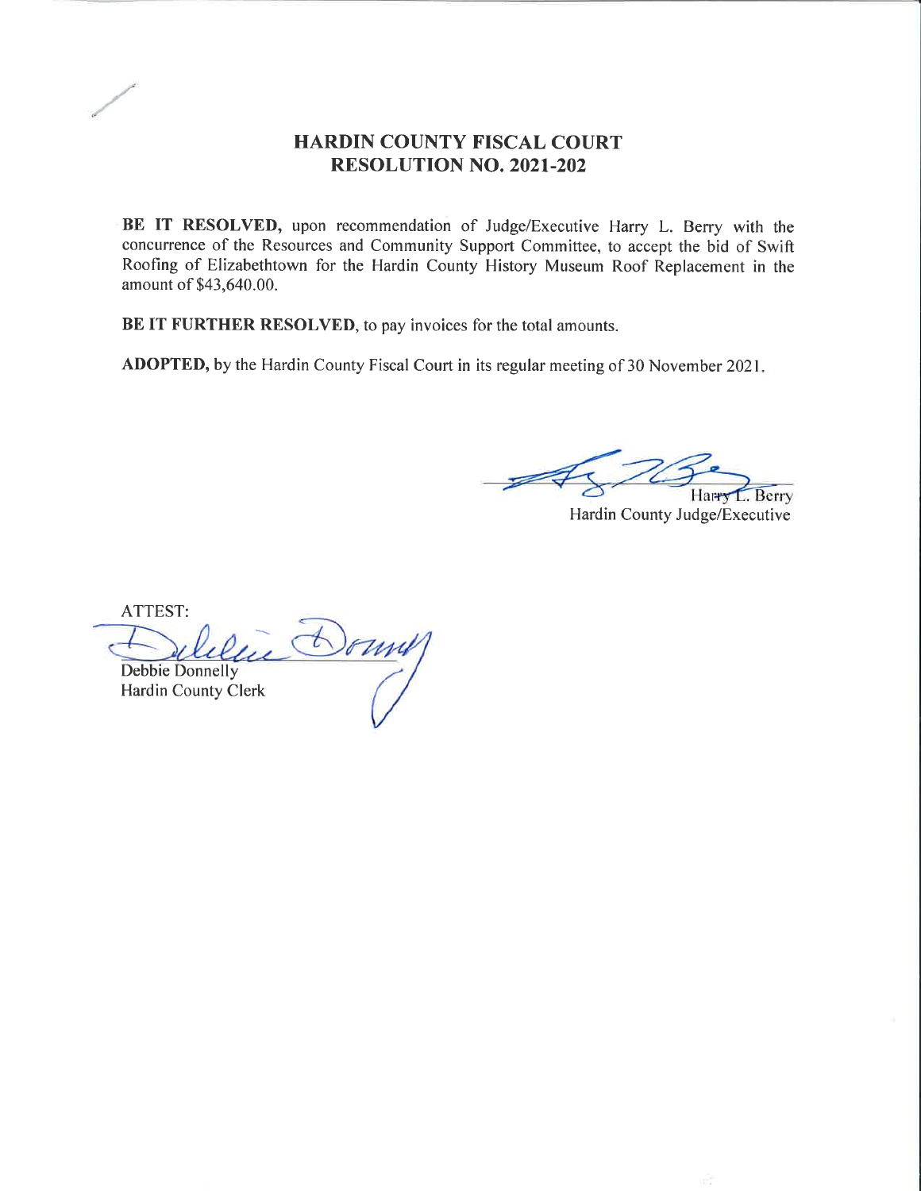# HARDIN COUNTY FISCAL COURT
# RESOLUTION NO. 2021-202

**BE IT RESOLVED,** upon recommendation of Judge/Executive Harry L. Berry with the concurrence of the Resources and Community Support Committee, to accept the bid of Swift Roofing of Elizabethtown for the Hardin County History Museum Roof Replacement in the amount of $43,640.00.

**BE IT FURTHER RESOLVED,** to pay invoices for the total amounts.

**ADOPTED,** by the Hardin County Fiscal Court in its regular meeting of 30 November 2021.

Harry L. Berry
Hardin County Judge/Executive

ATTEST:

Debbie Donnelly
Hardin County Clerk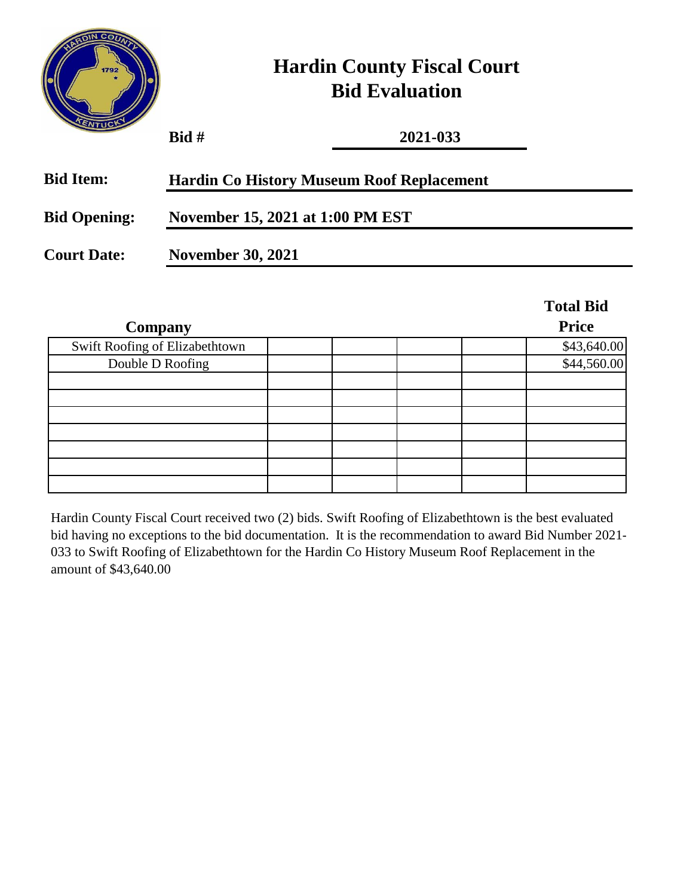# Hardin County Fiscal Court
## Bid Evaluation

**Bid #** **2021-033**

**Bid Item:** **Hardin Co History Museum Roof Replacement**

**Bid Opening:** **November 15, 2021 at 1:00 PM EST**

**Court Date:** **November 30, 2021**

| Company | | | | | Total Bid Price |
|---|---|---|---|---|---|
| Swift Roofing of Elizabethtown | | | | | $43,640.00 |
| Double D Roofing | | | | | $44,560.00 |
| | | | | | |
| | | | | | |
| | | | | | |
| | | | | | |
| | | | | | |
| | | | | | |
| | | | | | |

Hardin County Fiscal Court received two (2) bids. Swift Roofing of Elizabethtown is the best evaluated bid having no exceptions to the bid documentation. It is the recommendation to award Bid Number 2021-033 to Swift Roofing of Elizabethtown for the Hardin Co History Museum Roof Replacement in the amount of $43,640.00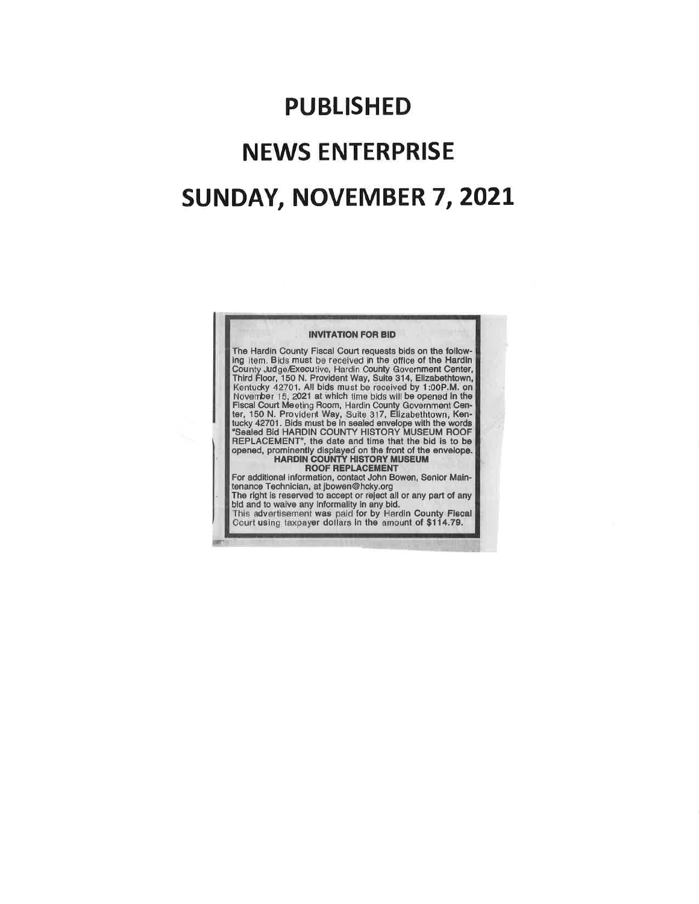# PUBLISHED

# NEWS ENTERPRISE

# SUNDAY, NOVEMBER 7, 2021

**INVITATION FOR BID**

The Hardin County Fiscal Court requests bids on the following item. Bids must be received in the office of the Hardin County Judge/Executive, Hardin County Government Center, Third Floor, 150 N. Provident Way, Suite 314, Elizabethtown, Kentucky 42701. All bids must be received by 1:00P.M. on November 15, 2021 at which time bids will be opened in the Fiscal Court Meeting Room, Hardin County Government Center, 150 N. Provident Way, Suite 317, Elizabethtown, Kentucky 42701. Bids must be in sealed envelope with the words "Sealed Bid HARDIN COUNTY HISTORY MUSEUM ROOF REPLACEMENT", the date and time that the bid is to be opened, prominently displayed on the front of the envelope.

**HARDIN COUNTY HISTORY MUSEUM ROOF REPLACEMENT**

For additional information, contact John Bowen, Senior Maintenance Technician, at jbowen@hcky.org

The right is reserved to accept or reject all or any part of any bid and to waive any informality in any bid.

This advertisement was paid for by Hardin County Fiscal Court using taxpayer dollars in the amount of $114.79.